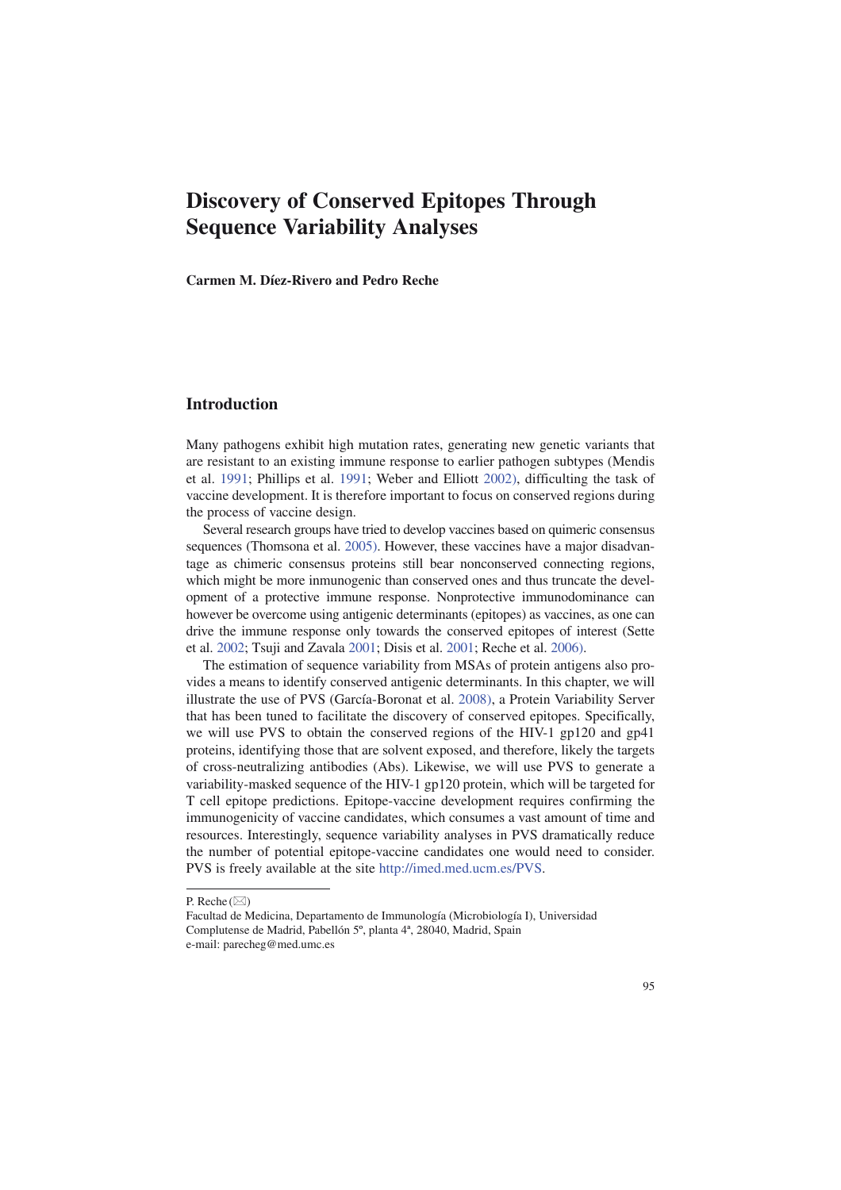# Discovery of Conserved Epitopes Through Sequence Variability Analyses

**Carmen M. Díez-Rivero and Pedro Reche**

## Introduction

Many pathogens exhibit high mutation rates, generating new genetic variants that are resistant to an existing immune response to earlier pathogen subtypes (Mendis et al. 1991; Phillips et al. 1991; Weber and Elliott 2002), difficulting the task of vaccine development. It is therefore important to focus on conserved regions during the process of vaccine design.

Several research groups have tried to develop vaccines based on quimeric consensus sequences (Thomsona et al. 2005). However, these vaccines have a major disadvantage as chimeric consensus proteins still bear nonconserved connecting regions, which might be more inmunogenic than conserved ones and thus truncate the development of a protective immune response. Nonprotective immunodominance can however be overcome using antigenic determinants (epitopes) as vaccines, as one can drive the immune response only towards the conserved epitopes of interest (Sette et al. 2002; Tsuji and Zavala 2001; Disis et al. 2001; Reche et al. 2006).

The estimation of sequence variability from MSAs of protein antigens also provides a means to identify conserved antigenic determinants. In this chapter, we will illustrate the use of PVS (García-Boronat et al. 2008), a Protein Variability Server that has been tuned to facilitate the discovery of conserved epitopes. Specifically, we will use PVS to obtain the conserved regions of the HIV-1 gp120 and gp41 proteins, identifying those that are solvent exposed, and therefore, likely the targets of cross-neutralizing antibodies (Abs). Likewise, we will use PVS to generate a variability-masked sequence of the HIV-1 gp120 protein, which will be targeted for T cell epitope predictions. Epitope-vaccine development requires confirming the immunogenicity of vaccine candidates, which consumes a vast amount of time and resources. Interestingly, sequence variability analyses in PVS dramatically reduce the number of potential epitope-vaccine candidates one would need to consider. PVS is freely available at the site http://imed.med.ucm.es/PVS.

---

P. Reche (✉)
Facultad de Medicina, Departamento de Immunología (Microbiología I), Universidad Complutense de Madrid, Pabellón 5º, planta 4ª, 28040, Madrid, Spain
e-mail: parecheg@med.umc.es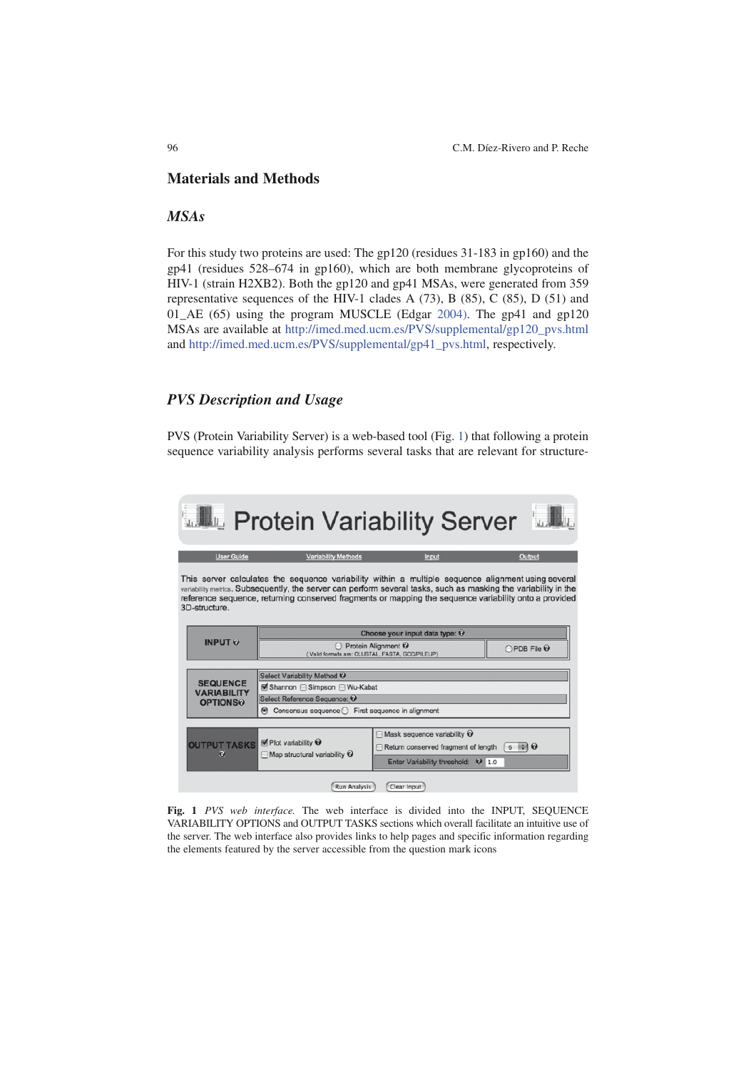## Materials and Methods

### *MSAs*

For this study two proteins are used: The gp120 (residues 31-183 in gp160) and the gp41 (residues 528–674 in gp160), which are both membrane glycoproteins of HIV-1 (strain H2XB2). Both the gp120 and gp41 MSAs, were generated from 359 representative sequences of the HIV-1 clades A (73), B (85), C (85), D (51) and 01_AE (65) using the program MUSCLE (Edgar 2004). The gp41 and gp120 MSAs are available at http://imed.med.ucm.es/PVS/supplemental/gp120_pvs.html and http://imed.med.ucm.es/PVS/supplemental/gp41_pvs.html, respectively.

### *PVS Description and Usage*

PVS (Protein Variability Server) is a web-based tool (Fig. 1) that following a protein sequence variability analysis performs several tasks that are relevant for structure-

**Fig. 1** *PVS web interface.* The web interface is divided into the INPUT, SEQUENCE VARIABILITY OPTIONS and OUTPUT TASKS sections which overall facilitate an intuitive use of the server. The web interface also provides links to help pages and specific information regarding the elements featured by the server accessible from the question mark icons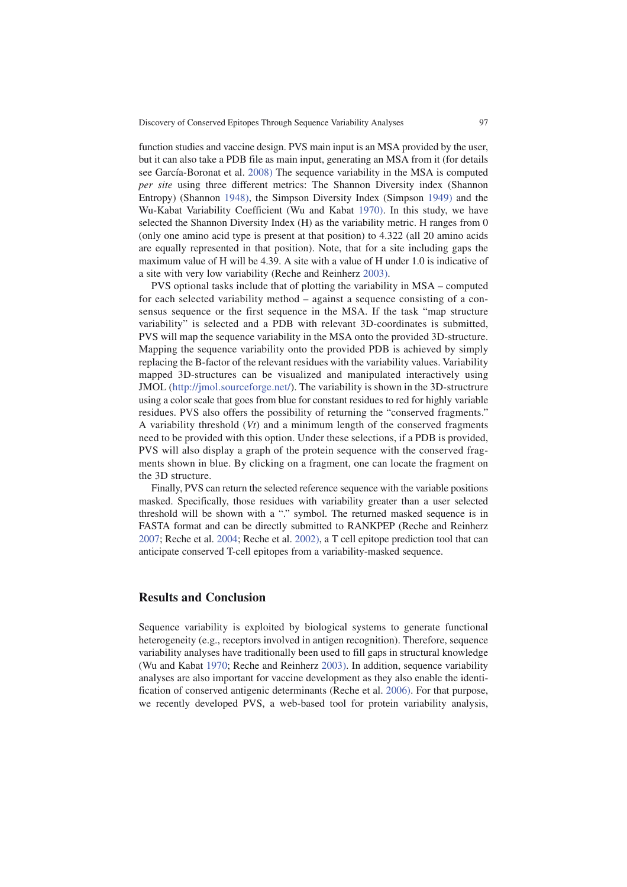function studies and vaccine design. PVS main input is an MSA provided by the user, but it can also take a PDB file as main input, generating an MSA from it (for details see García-Boronat et al. 2008) The sequence variability in the MSA is computed *per site* using three different metrics: The Shannon Diversity index (Shannon Entropy) (Shannon 1948), the Simpson Diversity Index (Simpson 1949) and the Wu-Kabat Variability Coefficient (Wu and Kabat 1970). In this study, we have selected the Shannon Diversity Index (H) as the variability metric. H ranges from 0 (only one amino acid type is present at that position) to 4.322 (all 20 amino acids are equally represented in that position). Note, that for a site including gaps the maximum value of H will be 4.39. A site with a value of H under 1.0 is indicative of a site with very low variability (Reche and Reinherz 2003).

PVS optional tasks include that of plotting the variability in MSA – computed for each selected variability method – against a sequence consisting of a consensus sequence or the first sequence in the MSA. If the task "map structure variability" is selected and a PDB with relevant 3D-coordinates is submitted, PVS will map the sequence variability in the MSA onto the provided 3D-structure. Mapping the sequence variability onto the provided PDB is achieved by simply replacing the B-factor of the relevant residues with the variability values. Variability mapped 3D-structures can be visualized and manipulated interactively using JMOL (http://jmol.sourceforge.net/). The variability is shown in the 3D-structrure using a color scale that goes from blue for constant residues to red for highly variable residues. PVS also offers the possibility of returning the "conserved fragments." A variability threshold (*Vt*) and a minimum length of the conserved fragments need to be provided with this option. Under these selections, if a PDB is provided, PVS will also display a graph of the protein sequence with the conserved fragments shown in blue. By clicking on a fragment, one can locate the fragment on the 3D structure.

Finally, PVS can return the selected reference sequence with the variable positions masked. Specifically, those residues with variability greater than a user selected threshold will be shown with a "." symbol. The returned masked sequence is in FASTA format and can be directly submitted to RANKPEP (Reche and Reinherz 2007; Reche et al. 2004; Reche et al. 2002), a T cell epitope prediction tool that can anticipate conserved T-cell epitopes from a variability-masked sequence.

## Results and Conclusion

Sequence variability is exploited by biological systems to generate functional heterogeneity (e.g., receptors involved in antigen recognition). Therefore, sequence variability analyses have traditionally been used to fill gaps in structural knowledge (Wu and Kabat 1970; Reche and Reinherz 2003). In addition, sequence variability analyses are also important for vaccine development as they also enable the identification of conserved antigenic determinants (Reche et al. 2006). For that purpose, we recently developed PVS, a web-based tool for protein variability analysis,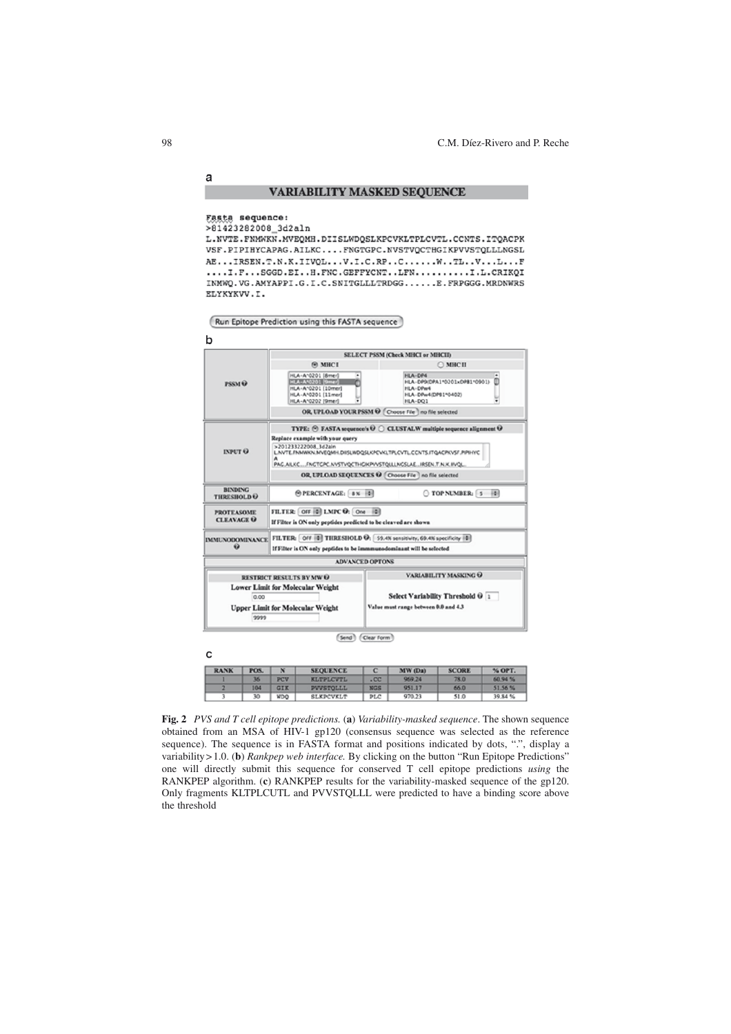a

**VARIABILITY MASKED SEQUENCE**

```
Fasta sequence:
>81423282008_3d2aln
L.NVTE.FNMWKN.MVEQMH.DIISLWDQSLKPCVKLTPLCVTL.CCNTS.ITQACPK
VSF.PIPIHYCAPAG.AILKC....FNGTGPC.NVSTVQCTHGIKPVVSTQLLLNGSL
AE...IRSEN.T.N.K.IIVQL...V.I.C.RP..C......W..TL..V...L...F
....I.F...SGGD.EI..H.FNC.GEFFYCNT..LFN..........I.L.CRIKQI
INMWQ.VG.AMYAPPI.G.I.C.SNITGLLLTRDGG......E.FRPGGG.MRDNWRS
ELYKYKVV.I.
```

Run Epitope Prediction using this FASTA sequence

b

| | SELECT PSSM (Check MHCI or MHCII) | |
|---|---|---|
| PSSM | ◉ MHC I: HLA-A*0201 (8mer), HLA-A*0201 (9mer), HLA-A*0201 (10mer), HLA-A*0201 (11mer), HLA-A*0202 (9mer) | ○ MHC II: HLA-DP4, HLA-DP9(DPA1*0201xDPB1*0901), HLA-DPw4, HLA-DPw4(DPB1*0402), HLA-DQ1 |
| | OR, UPLOAD YOUR PSSM: Choose File — no file selected | |
| INPUT | TYPE: ◉ FASTA sequence/s ○ CLUSTALW multiple sequence alignment. Replace example with your query: >201233222008_3d2aln L.NVTE.FNMWKN.MVEQMH.DIISLWDQSLKPCVKLTPLCVTL.CCNTS.ITQACPKVSF.PIPIHYC A PAG.AILKC....FNGTGPC.NVSTVQCTHGIKPVVSTQLLLNGSLAE...IRSEN.T.N.K.IIVQL.. OR, UPLOAD SEQUENCES: Choose File — no file selected | |
| BINDING THRESHOLD | ◉ PERCENTAGE: 8 % | ○ TOP NUMBER: 5 |
| PROTEASOME CLEAVAGE | FILTER: OFF; LMPC: One. If Filter is ON only peptides predicted to be cleaved are shown | |
| IMMUNODOMINANCE | FILTER: OFF; THRESHOLD: 59.4% sensitivity, 69.4% specificity. If Filter is ON only peptides to be immunodominant will be selected | |
| ADVANCED OPTIONS | | |
| RESTRICT RESULTS BY MW: Lower Limit for Molecular Weight 0.00; Upper Limit for Molecular Weight 9999 | VARIABILITY MASKING: Select Variability Threshold 1. Value must range between 0.0 and 4.3 | |

Send | Clear Form

c

| RANK | POS. | N | SEQUENCE | C | MW (Da) | SCORE | % OPT. |
|---|---|---|---|---|---|---|---|
| 1 | 36 | PCV | KLTPLCVTL | .CC | 969.24 | 78.0 | 60.94 % |
| 2 | 104 | GIK | PVVSTQLLL | NGS | 951.17 | 66.0 | 51.56 % |
| 3 | 30 | WDQ | SLKPCVKLT | PLC | 970.23 | 51.0 | 39.84 % |

**Fig. 2** *PVS and T cell epitope predictions.* (**a**) *Variability-masked sequence*. The shown sequence obtained from an MSA of HIV-1 gp120 (consensus sequence was selected as the reference sequence). The sequence is in FASTA format and positions indicated by dots, ".", display a variability > 1.0. (**b**) *Rankpep web interface.* By clicking on the button "Run Epitope Predictions" one will directly submit this sequence for conserved T cell epitope predictions *using* the RANKPEP algorithm. (**c**) RANKPEP results for the variability-masked sequence of the gp120. Only fragments KLTPLCUTL and PVVSTQLLL were predicted to have a binding score above the threshold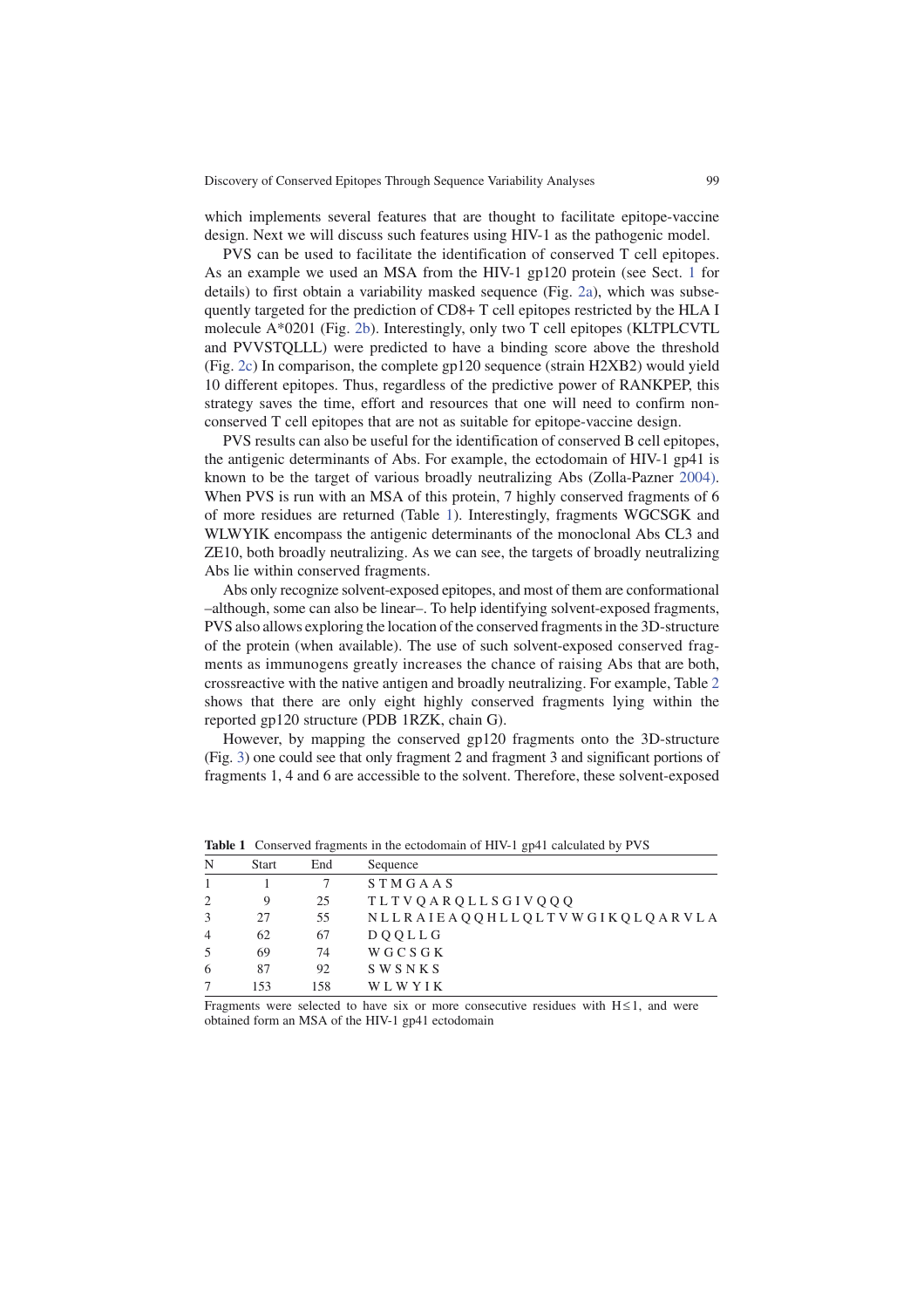which implements several features that are thought to facilitate epitope-vaccine design. Next we will discuss such features using HIV-1 as the pathogenic model.

PVS can be used to facilitate the identification of conserved T cell epitopes. As an example we used an MSA from the HIV-1 gp120 protein (see Sect. 1 for details) to first obtain a variability masked sequence (Fig. 2a), which was subsequently targeted for the prediction of CD8+ T cell epitopes restricted by the HLA I molecule A*0201 (Fig. 2b). Interestingly, only two T cell epitopes (KLTPLCVTL and PVVSTQLLL) were predicted to have a binding score above the threshold (Fig. 2c) In comparison, the complete gp120 sequence (strain H2XB2) would yield 10 different epitopes. Thus, regardless of the predictive power of RANKPEP, this strategy saves the time, effort and resources that one will need to confirm non-conserved T cell epitopes that are not as suitable for epitope-vaccine design.

PVS results can also be useful for the identification of conserved B cell epitopes, the antigenic determinants of Abs. For example, the ectodomain of HIV-1 gp41 is known to be the target of various broadly neutralizing Abs (Zolla-Pazner 2004). When PVS is run with an MSA of this protein, 7 highly conserved fragments of 6 of more residues are returned (Table 1). Interestingly, fragments WGCSGK and WLWYIK encompass the antigenic determinants of the monoclonal Abs CL3 and ZE10, both broadly neutralizing. As we can see, the targets of broadly neutralizing Abs lie within conserved fragments.

Abs only recognize solvent-exposed epitopes, and most of them are conformational –although, some can also be linear–. To help identifying solvent-exposed fragments, PVS also allows exploring the location of the conserved fragments in the 3D-structure of the protein (when available). The use of such solvent-exposed conserved fragments as immunogens greatly increases the chance of raising Abs that are both, crossreactive with the native antigen and broadly neutralizing. For example, Table 2 shows that there are only eight highly conserved fragments lying within the reported gp120 structure (PDB 1RZK, chain G).

However, by mapping the conserved gp120 fragments onto the 3D-structure (Fig. 3) one could see that only fragment 2 and fragment 3 and significant portions of fragments 1, 4 and 6 are accessible to the solvent. Therefore, these solvent-exposed

**Table 1** Conserved fragments in the ectodomain of HIV-1 gp41 calculated by PVS

| N | Start | End | Sequence |
|---|---|---|---|
| 1 | 1 | 7 | S T M G A A S |
| 2 | 9 | 25 | T L T V Q A R Q L L S G I V Q Q Q |
| 3 | 27 | 55 | N L L R A I E A Q Q H L L Q L T V W G I K Q L Q A R V L A |
| 4 | 62 | 67 | D Q Q L L G |
| 5 | 69 | 74 | W G C S G K |
| 6 | 87 | 92 | S W S N K S |
| 7 | 153 | 158 | W L W Y I K |

Fragments were selected to have six or more consecutive residues with $H \leq 1$, and were obtained form an MSA of the HIV-1 gp41 ectodomain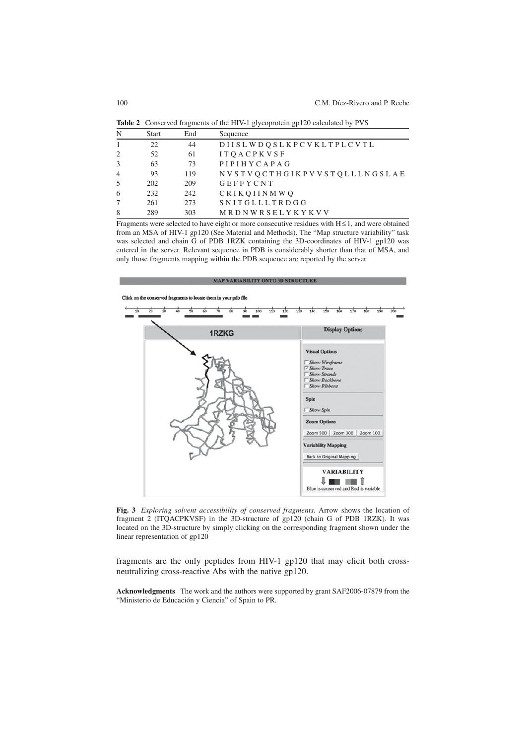**Table 2** Conserved fragments of the HIV-1 glycoprotein gp120 calculated by PVS

| N | Start | End | Sequence |
|---|---|---|---|
| 1 | 22 | 44 | D I I S L W D Q S L K P C V K L T P L C V T L |
| 2 | 52 | 61 | I T Q A C P K V S F |
| 3 | 63 | 73 | P I P I H Y C A P A G |
| 4 | 93 | 119 | N V S T V Q C T H G I K P V V S T Q L L L N G S L A E |
| 5 | 202 | 209 | G E F F Y C N T |
| 6 | 232 | 242 | C R I K Q I I N M W Q |
| 7 | 261 | 273 | S N I T G L L L T R D G G |
| 8 | 289 | 303 | M R D N W R S E L Y K Y K V V |

Fragments were selected to have eight or more consecutive residues with H ≤ 1, and were obtained from an MSA of HIV-1 gp120 (See Material and Methods). The "Map structure variability" task was selected and chain G of PDB 1RZK containing the 3D-coordinates of HIV-1 gp120 was entered in the server. Relevant sequence in PDB is considerably shorter than that of MSA, and only those fragments mapping within the PDB sequence are reported by the server

**Fig. 3** *Exploring solvent accessibility of conserved fragments.* Arrow shows the location of fragment 2 (ITQACPKVSF) in the 3D-structure of gp120 (chain G of PDB 1RZK). It was located on the 3D-structure by simply clicking on the corresponding fragment shown under the linear representation of gp120

fragments are the only peptides from HIV-1 gp120 that may elicit both cross-neutralizing cross-reactive Abs with the native gp120.

**Acknowledgments** The work and the authors were supported by grant SAF2006-07879 from the "Ministerio de Educación y Ciencia" of Spain to PR.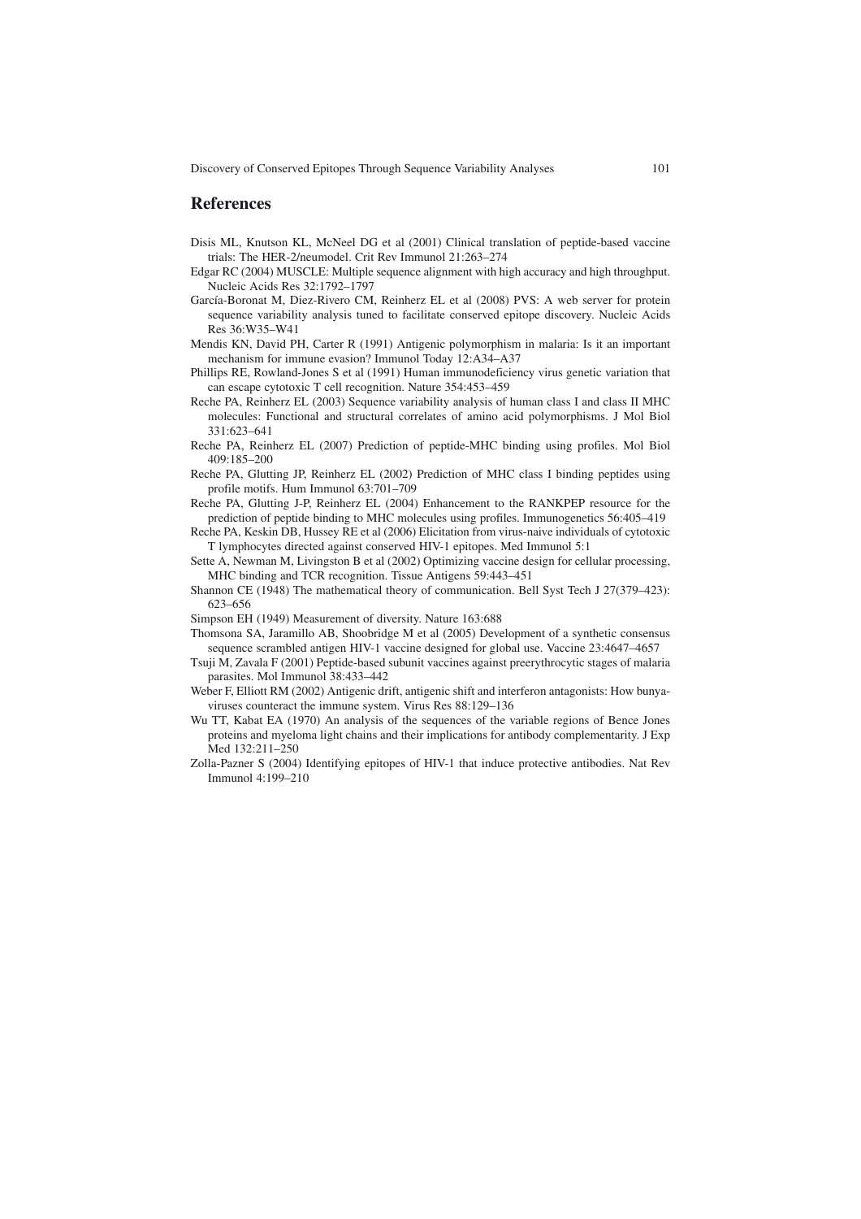## References

Disis ML, Knutson KL, McNeel DG et al (2001) Clinical translation of peptide-based vaccine trials: The HER-2/neumodel. Crit Rev Immunol 21:263–274

Edgar RC (2004) MUSCLE: Multiple sequence alignment with high accuracy and high throughput. Nucleic Acids Res 32:1792–1797

García-Boronat M, Diez-Rivero CM, Reinherz EL et al (2008) PVS: A web server for protein sequence variability analysis tuned to facilitate conserved epitope discovery. Nucleic Acids Res 36:W35–W41

Mendis KN, David PH, Carter R (1991) Antigenic polymorphism in malaria: Is it an important mechanism for immune evasion? Immunol Today 12:A34–A37

Phillips RE, Rowland-Jones S et al (1991) Human immunodeficiency virus genetic variation that can escape cytotoxic T cell recognition. Nature 354:453–459

Reche PA, Reinherz EL (2003) Sequence variability analysis of human class I and class II MHC molecules: Functional and structural correlates of amino acid polymorphisms. J Mol Biol 331:623–641

Reche PA, Reinherz EL (2007) Prediction of peptide-MHC binding using profiles. Mol Biol 409:185–200

Reche PA, Glutting JP, Reinherz EL (2002) Prediction of MHC class I binding peptides using profile motifs. Hum Immunol 63:701–709

Reche PA, Glutting J-P, Reinherz EL (2004) Enhancement to the RANKPEP resource for the prediction of peptide binding to MHC molecules using profiles. Immunogenetics 56:405–419

Reche PA, Keskin DB, Hussey RE et al (2006) Elicitation from virus-naive individuals of cytotoxic T lymphocytes directed against conserved HIV-1 epitopes. Med Immunol 5:1

Sette A, Newman M, Livingston B et al (2002) Optimizing vaccine design for cellular processing, MHC binding and TCR recognition. Tissue Antigens 59:443–451

Shannon CE (1948) The mathematical theory of communication. Bell Syst Tech J 27(379–423): 623–656

Simpson EH (1949) Measurement of diversity. Nature 163:688

Thomsona SA, Jaramillo AB, Shoobridge M et al (2005) Development of a synthetic consensus sequence scrambled antigen HIV-1 vaccine designed for global use. Vaccine 23:4647–4657

Tsuji M, Zavala F (2001) Peptide-based subunit vaccines against preerythrocytic stages of malaria parasites. Mol Immunol 38:433–442

Weber F, Elliott RM (2002) Antigenic drift, antigenic shift and interferon antagonists: How bunyaviruses counteract the immune system. Virus Res 88:129–136

Wu TT, Kabat EA (1970) An analysis of the sequences of the variable regions of Bence Jones proteins and myeloma light chains and their implications for antibody complementarity. J Exp Med 132:211–250

Zolla-Pazner S (2004) Identifying epitopes of HIV-1 that induce protective antibodies. Nat Rev Immunol 4:199–210